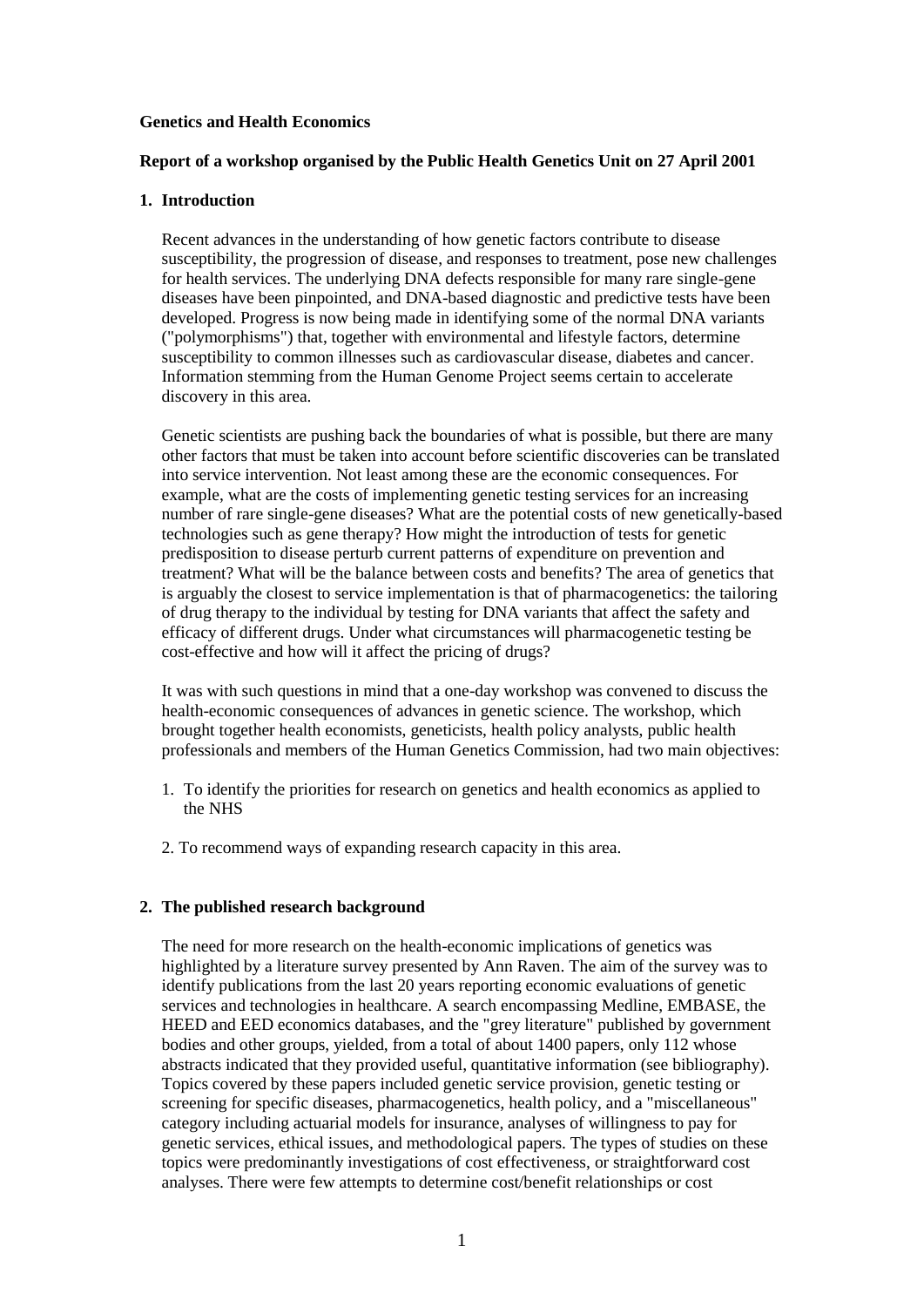**Genetics and Health Economics**

**Report of a workshop organised by the Public Health Genetics Unit on 27 April 2001**

## 1. Introduction

Recent advances in the understanding of how genetic factors contribute to disease susceptibility, the progression of disease, and responses to treatment, pose new challenges for health services. The underlying DNA defects responsible for many rare single-gene diseases have been pinpointed, and DNA-based diagnostic and predictive tests have been developed. Progress is now being made in identifying some of the normal DNA variants ("polymorphisms") that, together with environmental and lifestyle factors, determine susceptibility to common illnesses such as cardiovascular disease, diabetes and cancer. Information stemming from the Human Genome Project seems certain to accelerate discovery in this area.

Genetic scientists are pushing back the boundaries of what is possible, but there are many other factors that must be taken into account before scientific discoveries can be translated into service intervention. Not least among these are the economic consequences. For example, what are the costs of implementing genetic testing services for an increasing number of rare single-gene diseases? What are the potential costs of new genetically-based technologies such as gene therapy? How might the introduction of tests for genetic predisposition to disease perturb current patterns of expenditure on prevention and treatment? What will be the balance between costs and benefits? The area of genetics that is arguably the closest to service implementation is that of pharmacogenetics: the tailoring of drug therapy to the individual by testing for DNA variants that affect the safety and efficacy of different drugs. Under what circumstances will pharmacogenetic testing be cost-effective and how will it affect the pricing of drugs?

It was with such questions in mind that a one-day workshop was convened to discuss the health-economic consequences of advances in genetic science. The workshop, which brought together health economists, geneticists, health policy analysts, public health professionals and members of the Human Genetics Commission, had two main objectives:

1. To identify the priorities for research on genetics and health economics as applied to the NHS
2. To recommend ways of expanding research capacity in this area.

## 2. The published research background

The need for more research on the health-economic implications of genetics was highlighted by a literature survey presented by Ann Raven. The aim of the survey was to identify publications from the last 20 years reporting economic evaluations of genetic services and technologies in healthcare. A search encompassing Medline, EMBASE, the HEED and EED economics databases, and the "grey literature" published by government bodies and other groups, yielded, from a total of about 1400 papers, only 112 whose abstracts indicated that they provided useful, quantitative information (see bibliography). Topics covered by these papers included genetic service provision, genetic testing or screening for specific diseases, pharmacogenetics, health policy, and a "miscellaneous" category including actuarial models for insurance, analyses of willingness to pay for genetic services, ethical issues, and methodological papers. The types of studies on these topics were predominantly investigations of cost effectiveness, or straightforward cost analyses. There were few attempts to determine cost/benefit relationships or cost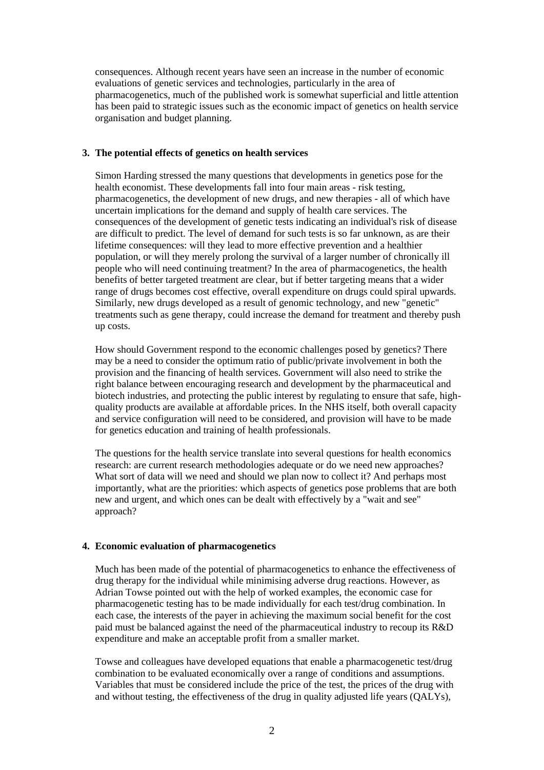consequences. Although recent years have seen an increase in the number of economic evaluations of genetic services and technologies, particularly in the area of pharmacogenetics, much of the published work is somewhat superficial and little attention has been paid to strategic issues such as the economic impact of genetics on health service organisation and budget planning.

## 3. The potential effects of genetics on health services

Simon Harding stressed the many questions that developments in genetics pose for the health economist. These developments fall into four main areas - risk testing, pharmacogenetics, the development of new drugs, and new therapies - all of which have uncertain implications for the demand and supply of health care services. The consequences of the development of genetic tests indicating an individual's risk of disease are difficult to predict. The level of demand for such tests is so far unknown, as are their lifetime consequences: will they lead to more effective prevention and a healthier population, or will they merely prolong the survival of a larger number of chronically ill people who will need continuing treatment? In the area of pharmacogenetics, the health benefits of better targeted treatment are clear, but if better targeting means that a wider range of drugs becomes cost effective, overall expenditure on drugs could spiral upwards. Similarly, new drugs developed as a result of genomic technology, and new "genetic" treatments such as gene therapy, could increase the demand for treatment and thereby push up costs.

How should Government respond to the economic challenges posed by genetics? There may be a need to consider the optimum ratio of public/private involvement in both the provision and the financing of health services. Government will also need to strike the right balance between encouraging research and development by the pharmaceutical and biotech industries, and protecting the public interest by regulating to ensure that safe, high-quality products are available at affordable prices. In the NHS itself, both overall capacity and service configuration will need to be considered, and provision will have to be made for genetics education and training of health professionals.

The questions for the health service translate into several questions for health economics research: are current research methodologies adequate or do we need new approaches? What sort of data will we need and should we plan now to collect it? And perhaps most importantly, what are the priorities: which aspects of genetics pose problems that are both new and urgent, and which ones can be dealt with effectively by a "wait and see" approach?

## 4. Economic evaluation of pharmacogenetics

Much has been made of the potential of pharmacogenetics to enhance the effectiveness of drug therapy for the individual while minimising adverse drug reactions. However, as Adrian Towse pointed out with the help of worked examples, the economic case for pharmacogenetic testing has to be made individually for each test/drug combination. In each case, the interests of the payer in achieving the maximum social benefit for the cost paid must be balanced against the need of the pharmaceutical industry to recoup its R&D expenditure and make an acceptable profit from a smaller market.

Towse and colleagues have developed equations that enable a pharmacogenetic test/drug combination to be evaluated economically over a range of conditions and assumptions. Variables that must be considered include the price of the test, the prices of the drug with and without testing, the effectiveness of the drug in quality adjusted life years (QALYs),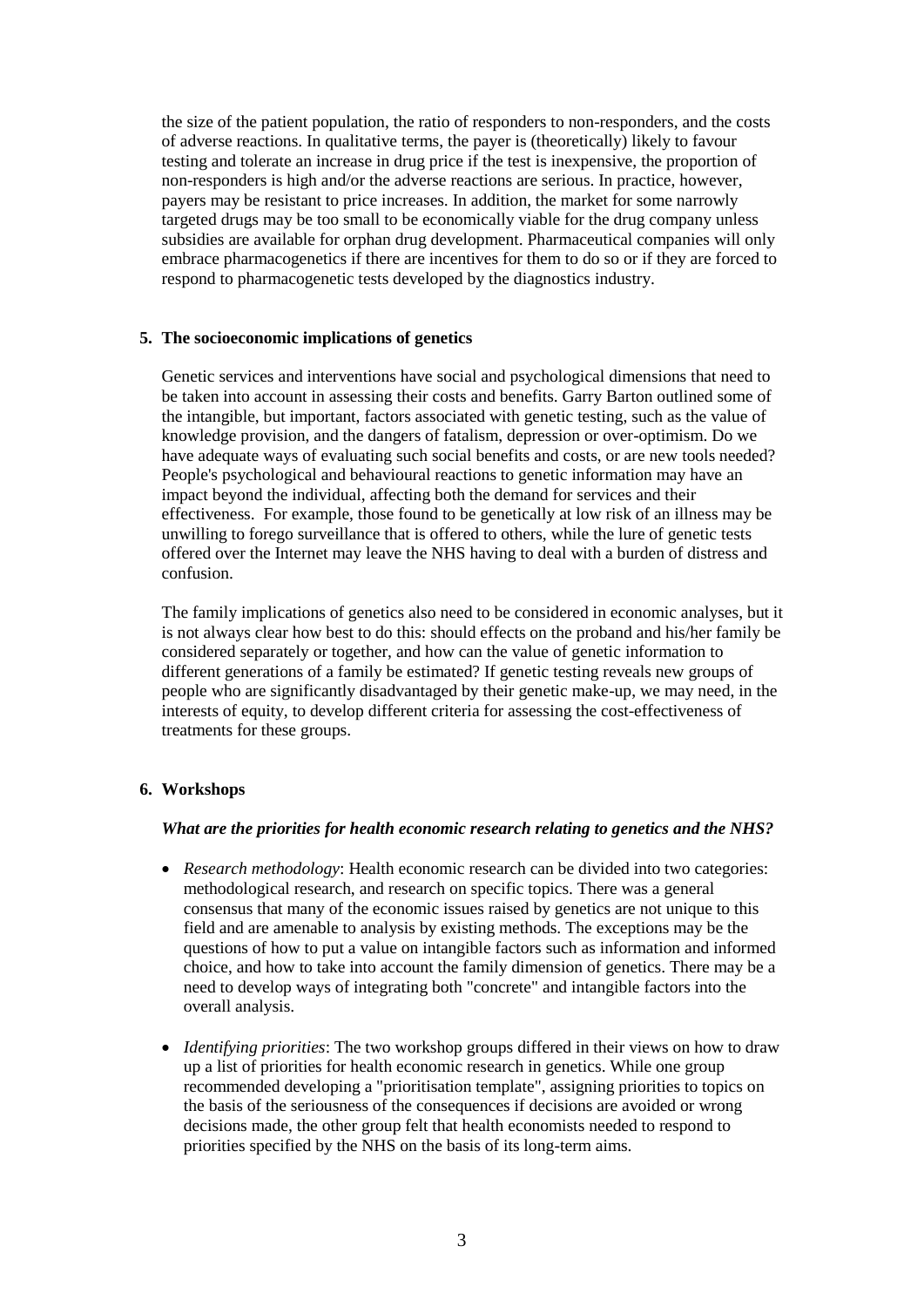the size of the patient population, the ratio of responders to non-responders, and the costs of adverse reactions. In qualitative terms, the payer is (theoretically) likely to favour testing and tolerate an increase in drug price if the test is inexpensive, the proportion of non-responders is high and/or the adverse reactions are serious. In practice, however, payers may be resistant to price increases. In addition, the market for some narrowly targeted drugs may be too small to be economically viable for the drug company unless subsidies are available for orphan drug development. Pharmaceutical companies will only embrace pharmacogenetics if there are incentives for them to do so or if they are forced to respond to pharmacogenetic tests developed by the diagnostics industry.

## 5. The socioeconomic implications of genetics

Genetic services and interventions have social and psychological dimensions that need to be taken into account in assessing their costs and benefits. Garry Barton outlined some of the intangible, but important, factors associated with genetic testing, such as the value of knowledge provision, and the dangers of fatalism, depression or over-optimism. Do we have adequate ways of evaluating such social benefits and costs, or are new tools needed? People's psychological and behavioural reactions to genetic information may have an impact beyond the individual, affecting both the demand for services and their effectiveness. For example, those found to be genetically at low risk of an illness may be unwilling to forego surveillance that is offered to others, while the lure of genetic tests offered over the Internet may leave the NHS having to deal with a burden of distress and confusion.

The family implications of genetics also need to be considered in economic analyses, but it is not always clear how best to do this: should effects on the proband and his/her family be considered separately or together, and how can the value of genetic information to different generations of a family be estimated? If genetic testing reveals new groups of people who are significantly disadvantaged by their genetic make-up, we may need, in the interests of equity, to develop different criteria for assessing the cost-effectiveness of treatments for these groups.

## 6. Workshops

### *What are the priorities for health economic research relating to genetics and the NHS?*

- *Research methodology*: Health economic research can be divided into two categories: methodological research, and research on specific topics. There was a general consensus that many of the economic issues raised by genetics are not unique to this field and are amenable to analysis by existing methods. The exceptions may be the questions of how to put a value on intangible factors such as information and informed choice, and how to take into account the family dimension of genetics. There may be a need to develop ways of integrating both "concrete" and intangible factors into the overall analysis.

- *Identifying priorities*: The two workshop groups differed in their views on how to draw up a list of priorities for health economic research in genetics. While one group recommended developing a "prioritisation template", assigning priorities to topics on the basis of the seriousness of the consequences if decisions are avoided or wrong decisions made, the other group felt that health economists needed to respond to priorities specified by the NHS on the basis of its long-term aims.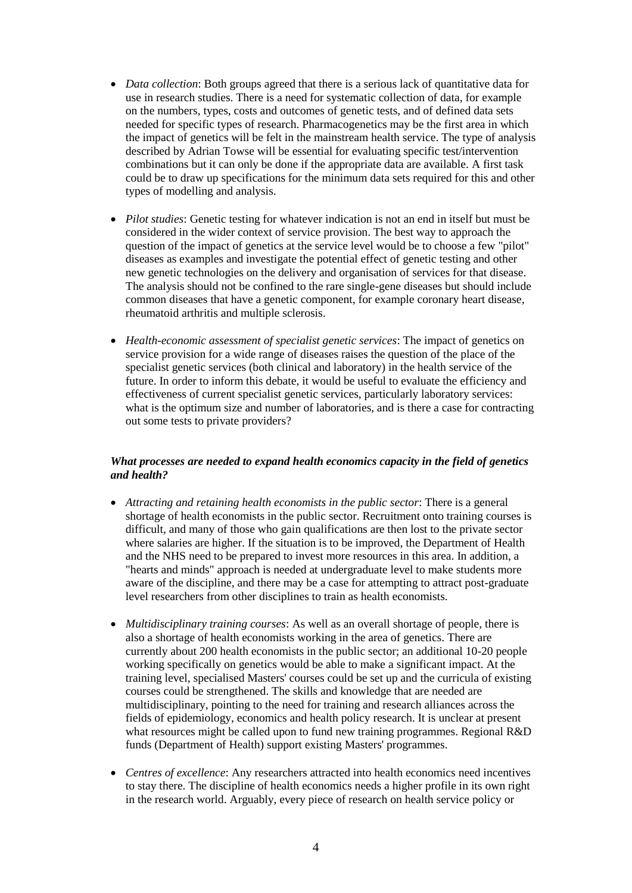- *Data collection*: Both groups agreed that there is a serious lack of quantitative data for use in research studies. There is a need for systematic collection of data, for example on the numbers, types, costs and outcomes of genetic tests, and of defined data sets needed for specific types of research. Pharmacogenetics may be the first area in which the impact of genetics will be felt in the mainstream health service. The type of analysis described by Adrian Towse will be essential for evaluating specific test/intervention combinations but it can only be done if the appropriate data are available. A first task could be to draw up specifications for the minimum data sets required for this and other types of modelling and analysis.

- *Pilot studies*: Genetic testing for whatever indication is not an end in itself but must be considered in the wider context of service provision. The best way to approach the question of the impact of genetics at the service level would be to choose a few "pilot" diseases as examples and investigate the potential effect of genetic testing and other new genetic technologies on the delivery and organisation of services for that disease. The analysis should not be confined to the rare single-gene diseases but should include common diseases that have a genetic component, for example coronary heart disease, rheumatoid arthritis and multiple sclerosis.

- *Health-economic assessment of specialist genetic services*: The impact of genetics on service provision for a wide range of diseases raises the question of the place of the specialist genetic services (both clinical and laboratory) in the health service of the future. In order to inform this debate, it would be useful to evaluate the efficiency and effectiveness of current specialist genetic services, particularly laboratory services: what is the optimum size and number of laboratories, and is there a case for contracting out some tests to private providers?

***What processes are needed to expand health economics capacity in the field of genetics and health?***

- *Attracting and retaining health economists in the public sector*: There is a general shortage of health economists in the public sector. Recruitment onto training courses is difficult, and many of those who gain qualifications are then lost to the private sector where salaries are higher. If the situation is to be improved, the Department of Health and the NHS need to be prepared to invest more resources in this area. In addition, a "hearts and minds" approach is needed at undergraduate level to make students more aware of the discipline, and there may be a case for attempting to attract post-graduate level researchers from other disciplines to train as health economists.

- *Multidisciplinary training courses*: As well as an overall shortage of people, there is also a shortage of health economists working in the area of genetics. There are currently about 200 health economists in the public sector; an additional 10-20 people working specifically on genetics would be able to make a significant impact. At the training level, specialised Masters' courses could be set up and the curricula of existing courses could be strengthened. The skills and knowledge that are needed are multidisciplinary, pointing to the need for training and research alliances across the fields of epidemiology, economics and health policy research. It is unclear at present what resources might be called upon to fund new training programmes. Regional R&D funds (Department of Health) support existing Masters' programmes.

- *Centres of excellence*: Any researchers attracted into health economics need incentives to stay there. The discipline of health economics needs a higher profile in its own right in the research world. Arguably, every piece of research on health service policy or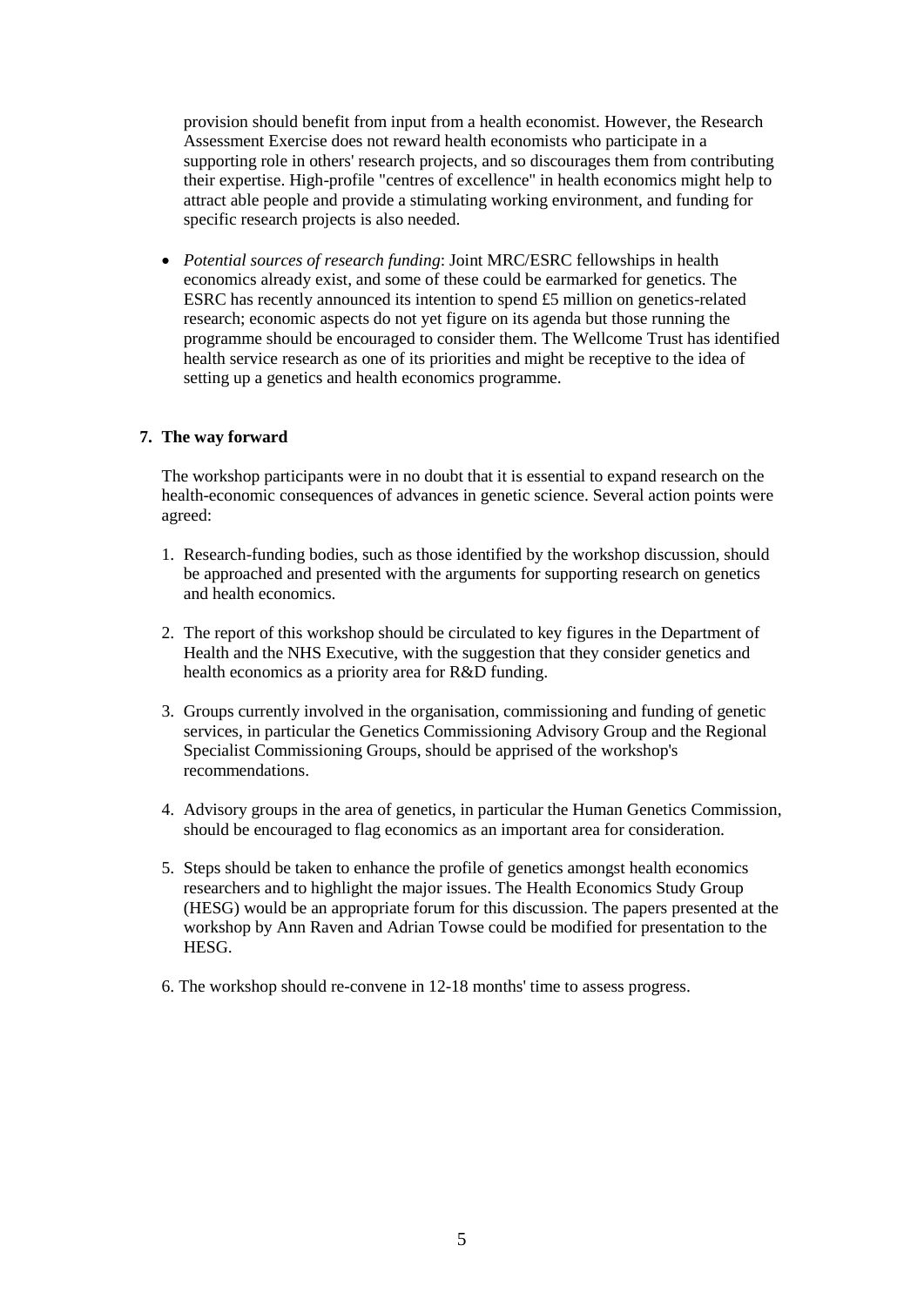provision should benefit from input from a health economist. However, the Research Assessment Exercise does not reward health economists who participate in a supporting role in others' research projects, and so discourages them from contributing their expertise. High-profile "centres of excellence" in health economics might help to attract able people and provide a stimulating working environment, and funding for specific research projects is also needed.

- *Potential sources of research funding*: Joint MRC/ESRC fellowships in health economics already exist, and some of these could be earmarked for genetics. The ESRC has recently announced its intention to spend £5 million on genetics-related research; economic aspects do not yet figure on its agenda but those running the programme should be encouraged to consider them. The Wellcome Trust has identified health service research as one of its priorities and might be receptive to the idea of setting up a genetics and health economics programme.

## 7. The way forward

The workshop participants were in no doubt that it is essential to expand research on the health-economic consequences of advances in genetic science. Several action points were agreed:

1. Research-funding bodies, such as those identified by the workshop discussion, should be approached and presented with the arguments for supporting research on genetics and health economics.

2. The report of this workshop should be circulated to key figures in the Department of Health and the NHS Executive, with the suggestion that they consider genetics and health economics as a priority area for R&D funding.

3. Groups currently involved in the organisation, commissioning and funding of genetic services, in particular the Genetics Commissioning Advisory Group and the Regional Specialist Commissioning Groups, should be apprised of the workshop's recommendations.

4. Advisory groups in the area of genetics, in particular the Human Genetics Commission, should be encouraged to flag economics as an important area for consideration.

5. Steps should be taken to enhance the profile of genetics amongst health economics researchers and to highlight the major issues. The Health Economics Study Group (HESG) would be an appropriate forum for this discussion. The papers presented at the workshop by Ann Raven and Adrian Towse could be modified for presentation to the HESG.

6. The workshop should re-convene in 12-18 months' time to assess progress.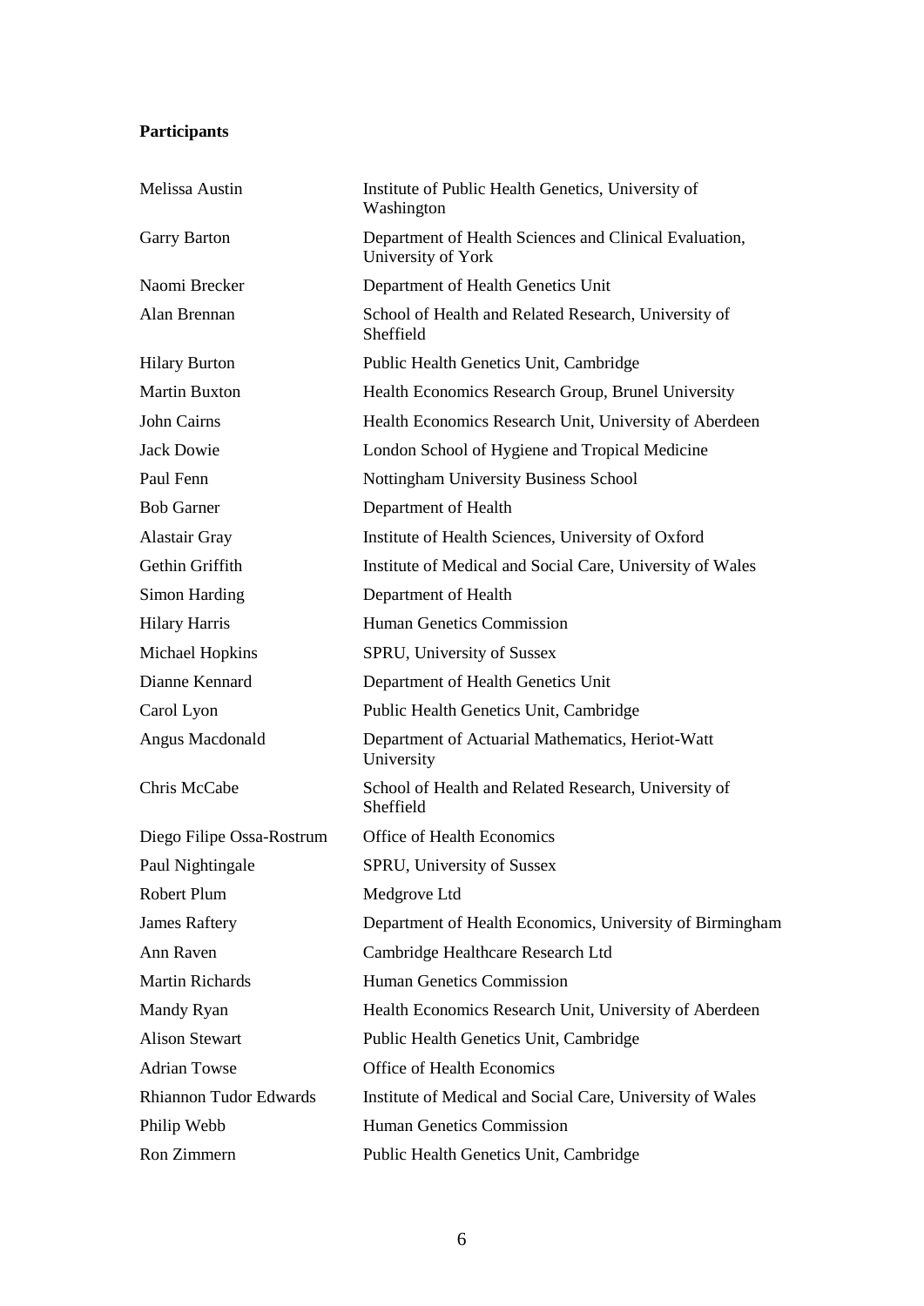**Participants**

| | |
|---|---|
| Melissa Austin | Institute of Public Health Genetics, University of Washington |
| Garry Barton | Department of Health Sciences and Clinical Evaluation, University of York |
| Naomi Brecker | Department of Health Genetics Unit |
| Alan Brennan | School of Health and Related Research, University of Sheffield |
| Hilary Burton | Public Health Genetics Unit, Cambridge |
| Martin Buxton | Health Economics Research Group, Brunel University |
| John Cairns | Health Economics Research Unit, University of Aberdeen |
| Jack Dowie | London School of Hygiene and Tropical Medicine |
| Paul Fenn | Nottingham University Business School |
| Bob Garner | Department of Health |
| Alastair Gray | Institute of Health Sciences, University of Oxford |
| Gethin Griffith | Institute of Medical and Social Care, University of Wales |
| Simon Harding | Department of Health |
| Hilary Harris | Human Genetics Commission |
| Michael Hopkins | SPRU, University of Sussex |
| Dianne Kennard | Department of Health Genetics Unit |
| Carol Lyon | Public Health Genetics Unit, Cambridge |
| Angus Macdonald | Department of Actuarial Mathematics, Heriot-Watt University |
| Chris McCabe | School of Health and Related Research, University of Sheffield |
| Diego Filipe Ossa-Rostrum | Office of Health Economics |
| Paul Nightingale | SPRU, University of Sussex |
| Robert Plum | Medgrove Ltd |
| James Raftery | Department of Health Economics, University of Birmingham |
| Ann Raven | Cambridge Healthcare Research Ltd |
| Martin Richards | Human Genetics Commission |
| Mandy Ryan | Health Economics Research Unit, University of Aberdeen |
| Alison Stewart | Public Health Genetics Unit, Cambridge |
| Adrian Towse | Office of Health Economics |
| Rhiannon Tudor Edwards | Institute of Medical and Social Care, University of Wales |
| Philip Webb | Human Genetics Commission |
| Ron Zimmern | Public Health Genetics Unit, Cambridge |